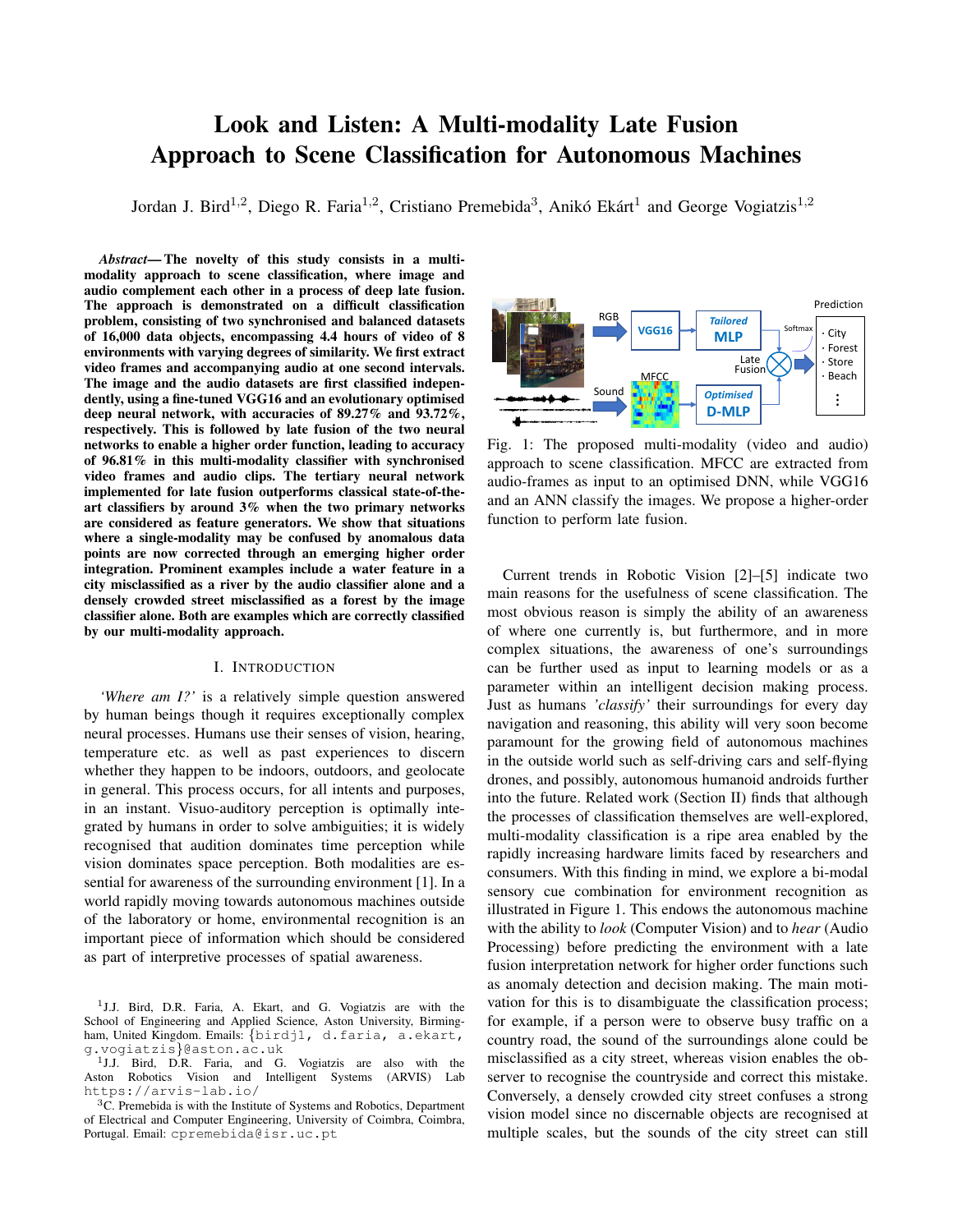# Look and Listen: A Multi-modality Late Fusion Approach to Scene Classification for Autonomous Machines

Jordan J. Bird[1,2], Diego R. Faria[1,2], Cristiano Premebida[3], Anikó Ekárt[1] and George Vogiatzis[1,2]

***Abstract*— The novelty of this study consists in a multi-modality approach to scene classification, where image and audio complement each other in a process of deep late fusion. The approach is demonstrated on a difficult classification problem, consisting of two synchronised and balanced datasets of 16,000 data objects, encompassing 4.4 hours of video of 8 environments with varying degrees of similarity. We first extract video frames and accompanying audio at one second intervals. The image and the audio datasets are first classified independently, using a fine-tuned VGG16 and an evolutionary optimised deep neural network, with accuracies of 89.27% and 93.72%, respectively. This is followed by late fusion of the two neural networks to enable a higher order function, leading to accuracy of 96.81% in this multi-modality classifier with synchronised video frames and audio clips. The tertiary neural network implemented for late fusion outperforms classical state-of-the-art classifiers by around 3% when the two primary networks are considered as feature generators. We show that situations where a single-modality may be confused by anomalous data points are now corrected through an emerging higher order integration. Prominent examples include a water feature in a city misclassified as a river by the audio classifier alone and a densely crowded street misclassified as a forest by the image classifier alone. Both are examples which are correctly classified by our multi-modality approach.**

## I. Introduction

*'Where am I?'* is a relatively simple question answered by human beings though it requires exceptionally complex neural processes. Humans use their senses of vision, hearing, temperature etc. as well as past experiences to discern whether they happen to be indoors, outdoors, and geolocate in general. This process occurs, for all intents and purposes, in an instant. Visuo-auditory perception is optimally integrated by humans in order to solve ambiguities; it is widely recognised that audition dominates time perception while vision dominates space perception. Both modalities are essential for awareness of the surrounding environment [1]. In a world rapidly moving towards autonomous machines outside of the laboratory or home, environmental recognition is an important piece of information which should be considered as part of interpretive processes of spatial awareness.

RGB
VGG16
Tailored MLP
Softmax
Prediction
· City
· Forest
· Store
· Beach
⋮
Late Fusion
MFCC
Sound
Optimised D-MLP

Fig. 1: The proposed multi-modality (video and audio) approach to scene classification. MFCC are extracted from audio-frames as input to an optimised DNN, while VGG16 and an ANN classify the images. We propose a higher-order function to perform late fusion.

Current trends in Robotic Vision [2]–[5] indicate two main reasons for the usefulness of scene classification. The most obvious reason is simply the ability of an awareness of where one currently is, but furthermore, and in more complex situations, the awareness of one's surroundings can be further used as input to learning models or as a parameter within an intelligent decision making process. Just as humans *'classify'* their surroundings for every day navigation and reasoning, this ability will very soon become paramount for the growing field of autonomous machines in the outside world such as self-driving cars and self-flying drones, and possibly, autonomous humanoid androids further into the future. Related work (Section II) finds that although the processes of classification themselves are well-explored, multi-modality classification is a ripe area enabled by the rapidly increasing hardware limits faced by researchers and consumers. With this finding in mind, we explore a bi-modal sensory cue combination for environment recognition as illustrated in Figure 1. This endows the autonomous machine with the ability to *look* (Computer Vision) and to *hear* (Audio Processing) before predicting the environment with a late fusion interpretation network for higher order functions such as anomaly detection and decision making. The main motivation for this is to disambiguate the classification process; for example, if a person were to observe busy traffic on a country road, the sound of the surroundings alone could be misclassified as a city street, whereas vision enables the observer to recognise the countryside and correct this mistake. Conversely, a densely crowded city street confuses a strong vision model since no discernable objects are recognised at multiple scales, but the sounds of the city street can still

[1]J.J. Bird, D.R. Faria, A. Ekart, and G. Vogiatzis are with the School of Engineering and Applied Science, Aston University, Birmingham, United Kingdom. Emails: {birdj1, d.faria, a.ekart, g.vogiatzis}@aston.ac.uk

[1]J.J. Bird, D.R. Faria, and G. Vogiatzis are also with the Aston Robotics Vision and Intelligent Systems (ARVIS) Lab https://arvis-lab.io/

[3]C. Premebida is with the Institute of Systems and Robotics, Department of Electrical and Computer Engineering, University of Coimbra, Coimbra, Portugal. Email: cpremebida@isr.uc.pt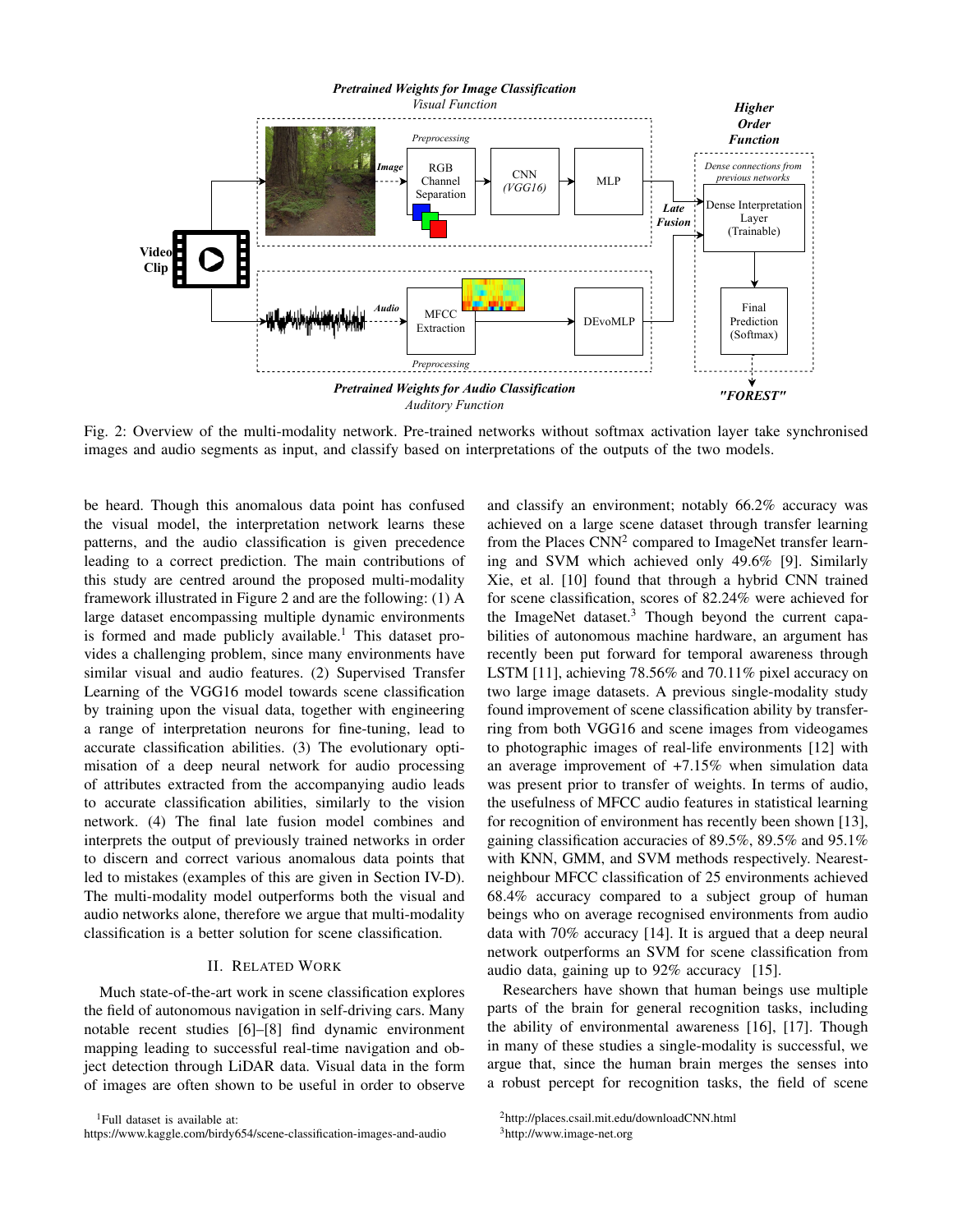Pretrained Weights for Image Classification

Visual Function

Higher Order Function

Preprocessing

Image

RGB Channel Separation

CNN (VGG16)

MLP

Dense connections from previous networks

Dense Interpretation Layer (Trainable)

Late Fusion

Video Clip

Audio

MFCC Extraction

DEvoMLP

Final Prediction (Softmax)

Preprocessing

Pretrained Weights for Audio Classification

Auditory Function

"FOREST"

Fig. 2: Overview of the multi-modality network. Pre-trained networks without softmax activation layer take synchronised images and audio segments as input, and classify based on interpretations of the outputs of the two models.

be heard. Though this anomalous data point has confused the visual model, the interpretation network learns these patterns, and the audio classification is given precedence leading to a correct prediction. The main contributions of this study are centred around the proposed multi-modality framework illustrated in Figure 2 and are the following: (1) A large dataset encompassing multiple dynamic environments is formed and made publicly available.[1] This dataset provides a challenging problem, since many environments have similar visual and audio features. (2) Supervised Transfer Learning of the VGG16 model towards scene classification by training upon the visual data, together with engineering a range of interpretation neurons for fine-tuning, lead to accurate classification abilities. (3) The evolutionary optimisation of a deep neural network for audio processing of attributes extracted from the accompanying audio leads to accurate classification abilities, similarly to the vision network. (4) The final late fusion model combines and interprets the output of previously trained networks in order to discern and correct various anomalous data points that led to mistakes (examples of this are given in Section IV-D). The multi-modality model outperforms both the visual and audio networks alone, therefore we argue that multi-modality classification is a better solution for scene classification.

## II. Related Work

Much state-of-the-art work in scene classification explores the field of autonomous navigation in self-driving cars. Many notable recent studies [6]–[8] find dynamic environment mapping leading to successful real-time navigation and object detection through LiDAR data. Visual data in the form of images are often shown to be useful in order to observe and classify an environment; notably 66.2% accuracy was achieved on a large scene dataset through transfer learning from the Places CNN[2] compared to ImageNet transfer learning and SVM which achieved only 49.6% [9]. Similarly Xie, et al. [10] found that through a hybrid CNN trained for scene classification, scores of 82.24% were achieved for the ImageNet dataset.[3] Though beyond the current capabilities of autonomous machine hardware, an argument has recently been put forward for temporal awareness through LSTM [11], achieving 78.56% and 70.11% pixel accuracy on two large image datasets. A previous single-modality study found improvement of scene classification ability by transferring from both VGG16 and scene images from videogames to photographic images of real-life environments [12] with an average improvement of +7.15% when simulation data was present prior to transfer of weights. In terms of audio, the usefulness of MFCC audio features in statistical learning for recognition of environment has recently been shown [13], gaining classification accuracies of 89.5%, 89.5% and 95.1% with KNN, GMM, and SVM methods respectively. Nearest-neighbour MFCC classification of 25 environments achieved 68.4% accuracy compared to a subject group of human beings who on average recognised environments from audio data with 70% accuracy [14]. It is argued that a deep neural network outperforms an SVM for scene classification from audio data, gaining up to 92% accuracy [15].

Researchers have shown that human beings use multiple parts of the brain for general recognition tasks, including the ability of environmental awareness [16], [17]. Though in many of these studies a single-modality is successful, we argue that, since the human brain merges the senses into a robust percept for recognition tasks, the field of scene

[1] Full dataset is available at: https://www.kaggle.com/birdy654/scene-classification-images-and-audio

[2] http://places.csail.mit.edu/downloadCNN.html

[3] http://www.image-net.org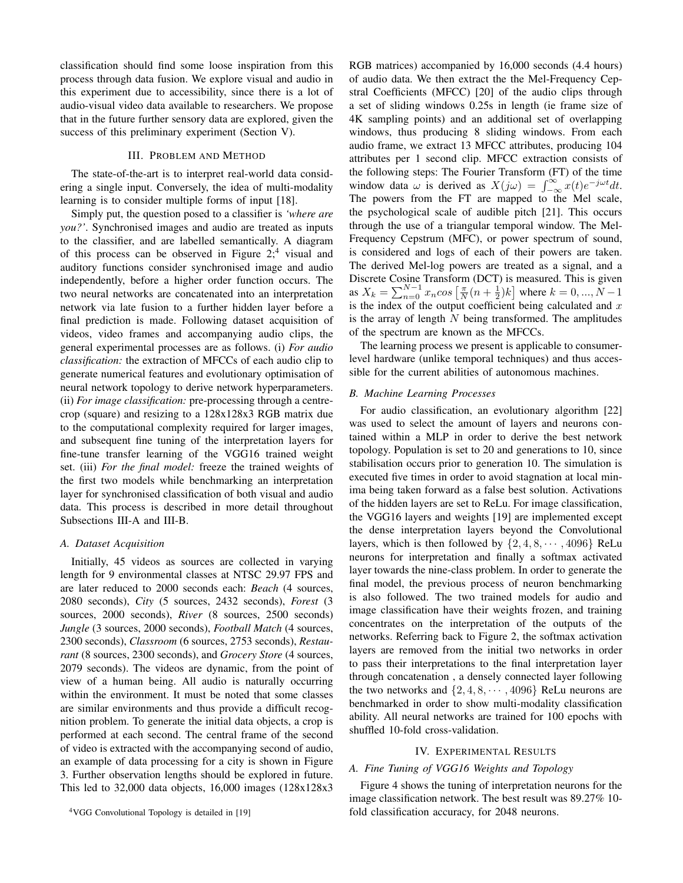classification should find some loose inspiration from this process through data fusion. We explore visual and audio in this experiment due to accessibility, since there is a lot of audio-visual video data available to researchers. We propose that in the future further sensory data are explored, given the success of this preliminary experiment (Section V).

## III. Problem and Method

The state-of-the-art is to interpret real-world data considering a single input. Conversely, the idea of multi-modality learning is to consider multiple forms of input [18].

Simply put, the question posed to a classifier is *'where are you?'*. Synchronised images and audio are treated as inputs to the classifier, and are labelled semantically. A diagram of this process can be observed in Figure 2;[4] visual and auditory functions consider synchronised image and audio independently, before a higher order function occurs. The two neural networks are concatenated into an interpretation network via late fusion to a further hidden layer before a final prediction is made. Following dataset acquisition of videos, video frames and accompanying audio clips, the general experimental processes are as follows. (i) *For audio classification:* the extraction of MFCCs of each audio clip to generate numerical features and evolutionary optimisation of neural network topology to derive network hyperparameters. (ii) *For image classification:* pre-processing through a centre-crop (square) and resizing to a 128x128x3 RGB matrix due to the computational complexity required for larger images, and subsequent fine tuning of the interpretation layers for fine-tune transfer learning of the VGG16 trained weight set. (iii) *For the final model:* freeze the trained weights of the first two models while benchmarking an interpretation layer for synchronised classification of both visual and audio data. This process is described in more detail throughout Subsections III-A and III-B.

### A. Dataset Acquisition

Initially, 45 videos as sources are collected in varying length for 9 environmental classes at NTSC 29.97 FPS and are later reduced to 2000 seconds each: ***Beach*** (4 sources, 2080 seconds), ***City*** (5 sources, 2432 seconds), ***Forest*** (3 sources, 2000 seconds), ***River*** (8 sources, 2500 seconds) ***Jungle*** (3 sources, 2000 seconds), ***Football Match*** (4 sources, 2300 seconds), ***Classroom*** (6 sources, 2753 seconds), ***Restaurant*** (8 sources, 2300 seconds), and ***Grocery Store*** (4 sources, 2079 seconds). The videos are dynamic, from the point of view of a human being. All audio is naturally occurring within the environment. It must be noted that some classes are similar environments and thus provide a difficult recognition problem. To generate the initial data objects, a crop is performed at each second. The central frame of the second of video is extracted with the accompanying second of audio, an example of data processing for a city is shown in Figure 3. Further observation lengths should be explored in future. This led to 32,000 data objects, 16,000 images (128x128x3 RGB matrices) accompanied by 16,000 seconds (4.4 hours) of audio data. We then extract the the Mel-Frequency Cepstral Coefficients (MFCC) [20] of the audio clips through a set of sliding windows 0.25s in length (ie frame size of 4K sampling points) and an additional set of overlapping windows, thus producing 8 sliding windows. From each audio frame, we extract 13 MFCC attributes, producing 104 attributes per 1 second clip. MFCC extraction consists of the following steps: The Fourier Transform (FT) of the time window data $\omega$ is derived as $X(j\omega) = \int_{-\infty}^{\infty} x(t)e^{-j\omega t}dt$. The powers from the FT are mapped to the Mel scale, the psychological scale of audible pitch [21]. This occurs through the use of a triangular temporal window. The Mel-Frequency Cepstrum (MFC), or power spectrum of sound, is considered and logs of each of their powers are taken. The derived Mel-log powers are treated as a signal, and a Discrete Cosine Transform (DCT) is measured. This is given as $X_k = \sum_{n=0}^{N-1} x_n cos\left[\frac{\pi}{N}(n+\frac{1}{2})k\right]$ where $k = 0, ..., N-1$ is the index of the output coefficient being calculated and $x$ is the array of length $N$ being transformed. The amplitudes of the spectrum are known as the MFCCs.

The learning process we present is applicable to consumer-level hardware (unlike temporal techniques) and thus accessible for the current abilities of autonomous machines.

### B. Machine Learning Processes

For audio classification, an evolutionary algorithm [22] was used to select the amount of layers and neurons contained within a MLP in order to derive the best network topology. Population is set to 20 and generations to 10, since stabilisation occurs prior to generation 10. The simulation is executed five times in order to avoid stagnation at local minima being taken forward as a false best solution. Activations of the hidden layers are set to ReLu. For image classification, the VGG16 layers and weights [19] are implemented except the dense interpretation layers beyond the Convolutional layers, which is then followed by $\{2, 4, 8, \cdots, 4096\}$ ReLu neurons for interpretation and finally a softmax activated layer towards the nine-class problem. In order to generate the final model, the previous process of neuron benchmarking is also followed. The two trained models for audio and image classification have their weights frozen, and training concentrates on the interpretation of the outputs of the networks. Referring back to Figure 2, the softmax activation layers are removed from the initial two networks in order to pass their interpretations to the final interpretation layer through concatenation , a densely connected layer following the two networks and $\{2, 4, 8, \cdots, 4096\}$ ReLu neurons are benchmarked in order to show multi-modality classification ability. All neural networks are trained for 100 epochs with shuffled 10-fold cross-validation.

## IV. Experimental Results

### A. Fine Tuning of VGG16 Weights and Topology

Figure 4 shows the tuning of interpretation neurons for the image classification network. The best result was 89.27% 10-fold classification accuracy, for 2048 neurons.

[4] VGG Convolutional Topology is detailed in [19]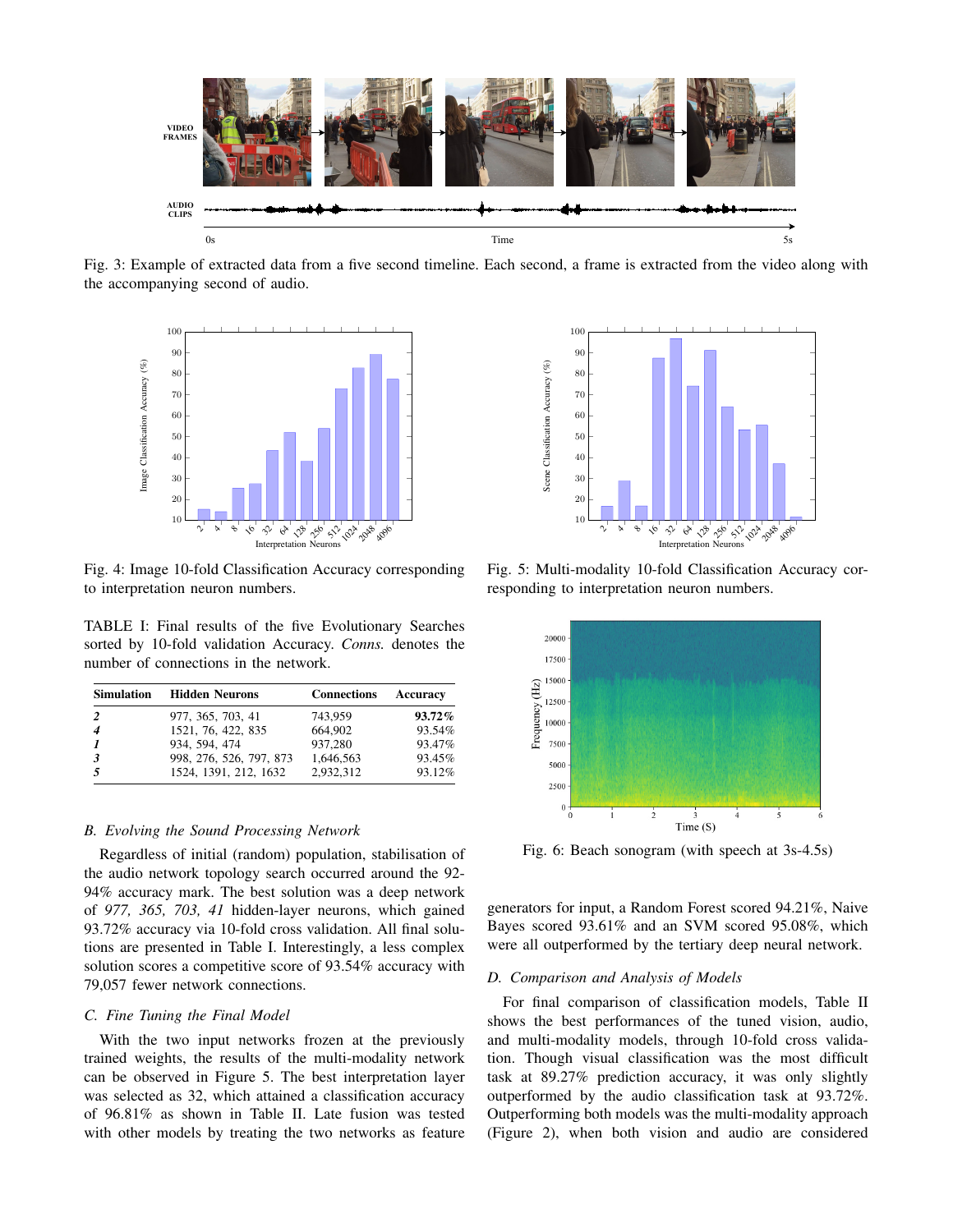VIDEO FRAMES

AUDIO CLIPS

0s

Time

5s

Fig. 3: Example of extracted data from a five second timeline. Each second, a frame is extracted from the video along with the accompanying second of audio.

Image Classification Accuracy (%)

100
90
80
70
60
50
40
30
20
10

2 4 8 16 32 64 128 256 512 1024 2048 4096

Interpretation Neurons

Fig. 4: Image 10-fold Classification Accuracy corresponding to interpretation neuron numbers.

Scene Classification Accuracy (%)

100
90
80
70
60
50
40
30
20
10

2 4 8 16 32 64 128 256 512 1024 2048 4096

Interpretation Neurons

Fig. 5: Multi-modality 10-fold Classification Accuracy corresponding to interpretation neuron numbers.

TABLE I: Final results of the five Evolutionary Searches sorted by 10-fold validation Accuracy. *Conns.* denotes the number of connections in the network.

| Simulation | Hidden Neurons | Connections | Accuracy |
|---|---|---|---|
| ***2*** | 977, 365, 703, 41 | 743,959 | **93.72%** |
| ***4*** | 1521, 76, 422, 835 | 664,902 | 93.54% |
| ***1*** | 934, 594, 474 | 937,280 | 93.47% |
| ***3*** | 998, 276, 526, 797, 873 | 1,646,563 | 93.45% |
| ***5*** | 1524, 1391, 212, 1632 | 2,932,312 | 93.12% |

Frequency (Hz)

20000
17500
15000
12500
10000
7500
5000
2500
0

0 1 2 3 4 5 6

Time (S)

Fig. 6: Beach sonogram (with speech at 3s-4.5s)

### *B. Evolving the Sound Processing Network*

Regardless of initial (random) population, stabilisation of the audio network topology search occurred around the 92-94% accuracy mark. The best solution was a deep network of *977, 365, 703, 41* hidden-layer neurons, which gained 93.72% accuracy via 10-fold cross validation. All final solutions are presented in Table I. Interestingly, a less complex solution scores a competitive score of 93.54% accuracy with 79,057 fewer network connections.

### *C. Fine Tuning the Final Model*

With the two input networks frozen at the previously trained weights, the results of the multi-modality network can be observed in Figure 5. The best interpretation layer was selected as 32, which attained a classification accuracy of 96.81% as shown in Table II. Late fusion was tested with other models by treating the two networks as feature generators for input, a Random Forest scored 94.21%, Naive Bayes scored 93.61% and an SVM scored 95.08%, which were all outperformed by the tertiary deep neural network.

### *D. Comparison and Analysis of Models*

For final comparison of classification models, Table II shows the best performances of the tuned vision, audio, and multi-modality models, through 10-fold cross validation. Though visual classification was the most difficult task at 89.27% prediction accuracy, it was only slightly outperformed by the audio classification task at 93.72%. Outperforming both models was the multi-modality approach (Figure 2), when both vision and audio are considered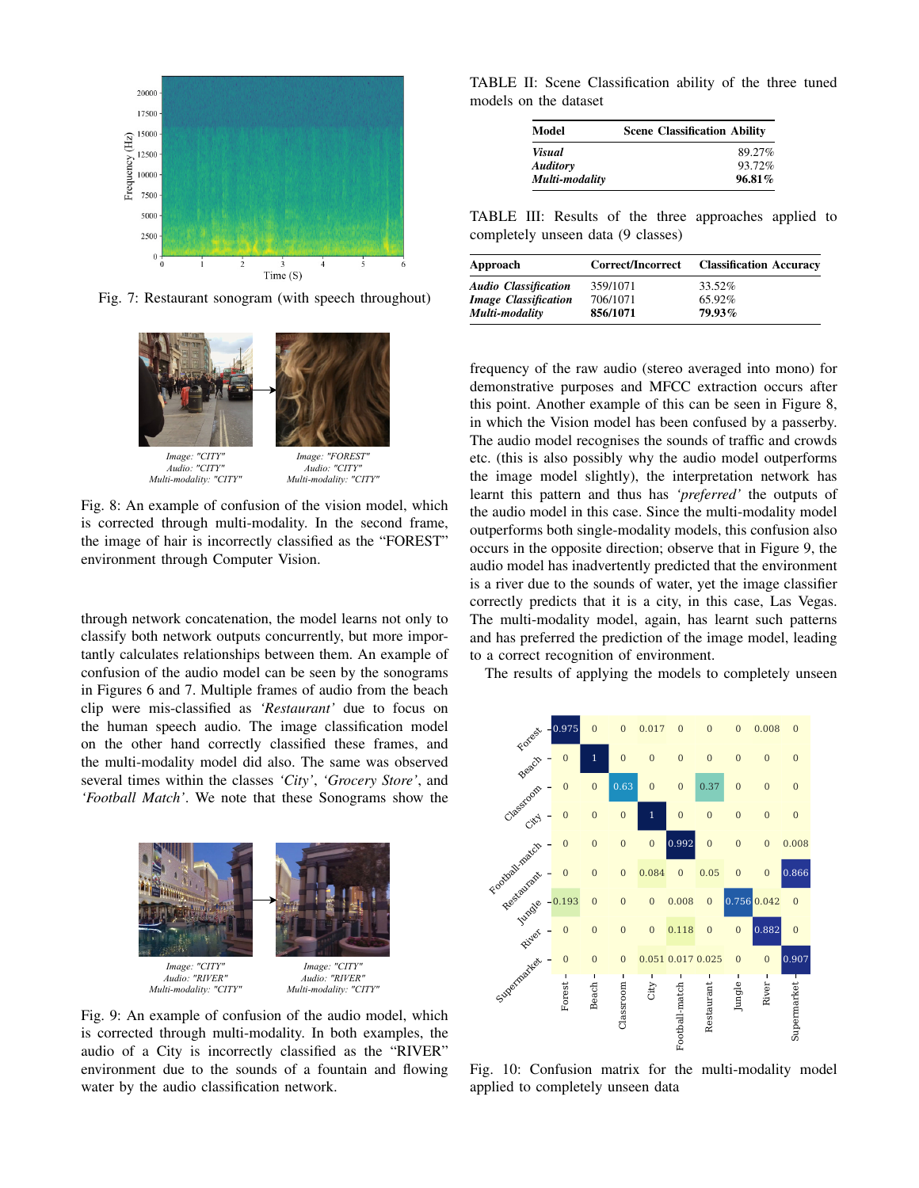Fig. 7: Restaurant sonogram (with speech throughout)

Image: "CITY"
Audio: "CITY"
Multi-modality: "CITY"

Image: "FOREST"
Audio: "CITY"
Multi-modality: "CITY"

Fig. 8: An example of confusion of the vision model, which is corrected through multi-modality. In the second frame, the image of hair is incorrectly classified as the "FOREST" environment through Computer Vision.

through network concatenation, the model learns not only to classify both network outputs concurrently, but more importantly calculates relationships between them. An example of confusion of the audio model can be seen by the sonograms in Figures 6 and 7. Multiple frames of audio from the beach clip were mis-classified as *'Restaurant'* due to focus on the human speech audio. The image classification model on the other hand correctly classified these frames, and the multi-modality model did also. The same was observed several times within the classes *'City'*, *'Grocery Store'*, and *'Football Match'*. We note that these Sonograms show the

Image: "CITY"
Audio: "RIVER"
Multi-modality: "CITY"

Image: "CITY"
Audio: "RIVER"
Multi-modality: "CITY"

Fig. 9: An example of confusion of the audio model, which is corrected through multi-modality. In both examples, the audio of a City is incorrectly classified as the "RIVER" environment due to the sounds of a fountain and flowing water by the audio classification network.

TABLE II: Scene Classification ability of the three tuned models on the dataset

| Model | Scene Classification Ability |
|---|---|
| *Visual* | 89.27% |
| *Auditory* | 93.72% |
| ***Multi-modality*** | **96.81%** |

TABLE III: Results of the three approaches applied to completely unseen data (9 classes)

| Approach | Correct/Incorrect | Classification Accuracy |
|---|---|---|
| *Audio Classification* | 359/1071 | 33.52% |
| *Image Classification* | 706/1071 | 65.92% |
| ***Multi-modality*** | **856/1071** | **79.93%** |

frequency of the raw audio (stereo averaged into mono) for demonstrative purposes and MFCC extraction occurs after this point. Another example of this can be seen in Figure 8, in which the Vision model has been confused by a passerby. The audio model recognises the sounds of traffic and crowds etc. (this is also possibly why the audio model outperforms the image model slightly), the interpretation network has learnt this pattern and thus has *'preferred'* the outputs of the audio model in this case. Since the multi-modality model outperforms both single-modality models, this confusion also occurs in the opposite direction; observe that in Figure 9, the audio model has inadvertently predicted that the environment is a river due to the sounds of water, yet the image classifier correctly predicts that it is a city, in this case, Las Vegas. The multi-modality model, again, has learnt such patterns and has preferred the prediction of the image model, leading to a correct recognition of environment.

The results of applying the models to completely unseen

| | Forest | Beach | Classroom | City | Football-match | Restaurant | Jungle | River | Supermarket |
|---|---|---|---|---|---|---|---|---|---|
| Forest | 0.975 | 0 | 0 | 0.017 | 0 | 0 | 0 | 0.008 | 0 |
| Beach | 0 | 1 | 0 | 0 | 0 | 0 | 0 | 0 | 0 |
| Classroom | 0 | 0 | 0.63 | 0 | 0 | 0.37 | 0 | 0 | 0 |
| City | 0 | 0 | 0 | 1 | 0 | 0 | 0 | 0 | 0 |
| Football-match | 0 | 0 | 0 | 0 | 0.992 | 0 | 0 | 0 | 0.008 |
| Restaurant | 0 | 0 | 0 | 0.084 | 0 | 0.05 | 0 | 0 | 0.866 |
| Jungle | 0.193 | 0 | 0 | 0 | 0.008 | 0 | 0.756 | 0.042 | 0 |
| River | 0 | 0 | 0 | 0 | 0.118 | 0 | 0 | 0.882 | 0 |
| Supermarket | 0 | 0 | 0 | 0.051 | 0.017 | 0.025 | 0 | 0 | 0.907 |

Fig. 10: Confusion matrix for the multi-modality model applied to completely unseen data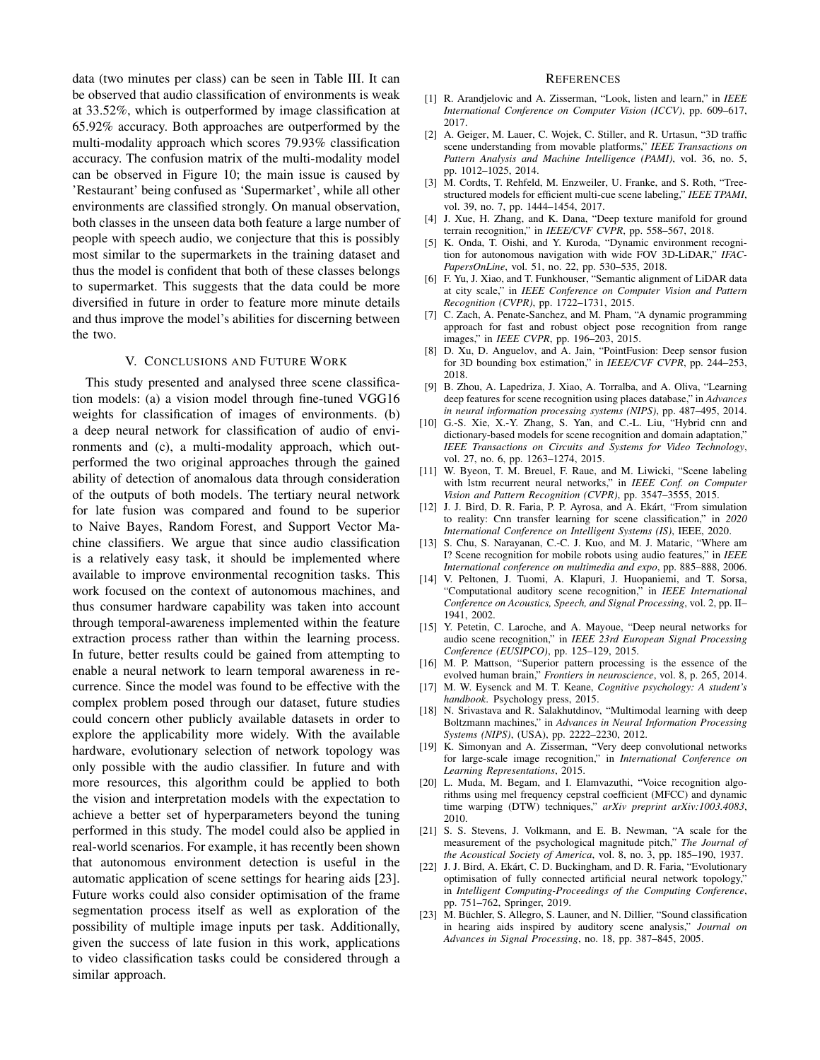data (two minutes per class) can be seen in Table III. It can be observed that audio classification of environments is weak at 33.52%, which is outperformed by image classification at 65.92% accuracy. Both approaches are outperformed by the multi-modality approach which scores 79.93% classification accuracy. The confusion matrix of the multi-modality model can be observed in Figure 10; the main issue is caused by 'Restaurant' being confused as 'Supermarket', while all other environments are classified strongly. On manual observation, both classes in the unseen data both feature a large number of people with speech audio, we conjecture that this is possibly most similar to the supermarkets in the training dataset and thus the model is confident that both of these classes belongs to supermarket. This suggests that the data could be more diversified in future in order to feature more minute details and thus improve the model's abilities for discerning between the two.

## V. Conclusions and Future Work

This study presented and analysed three scene classification models: (a) a vision model through fine-tuned VGG16 weights for classification of images of environments. (b) a deep neural network for classification of audio of environments and (c), a multi-modality approach, which outperformed the two original approaches through the gained ability of detection of anomalous data through consideration of the outputs of both models. The tertiary neural network for late fusion was compared and found to be superior to Naive Bayes, Random Forest, and Support Vector Machine classifiers. We argue that since audio classification is a relatively easy task, it should be implemented where available to improve environmental recognition tasks. This work focused on the context of autonomous machines, and thus consumer hardware capability was taken into account through temporal-awareness implemented within the feature extraction process rather than within the learning process. In future, better results could be gained from attempting to enable a neural network to learn temporal awareness in recurrence. Since the model was found to be effective with the complex problem posed through our dataset, future studies could concern other publicly available datasets in order to explore the applicability more widely. With the available hardware, evolutionary selection of network topology was only possible with the audio classifier. In future and with more resources, this algorithm could be applied to both the vision and interpretation models with the expectation to achieve a better set of hyperparameters beyond the tuning performed in this study. The model could also be applied in real-world scenarios. For example, it has recently been shown that autonomous environment detection is useful in the automatic application of scene settings for hearing aids [23]. Future works could also consider optimisation of the frame segmentation process itself as well as exploration of the possibility of multiple image inputs per task. Additionally, given the success of late fusion in this work, applications to video classification tasks could be considered through a similar approach.

## References

[1] R. Arandjelovic and A. Zisserman, "Look, listen and learn," in *IEEE International Conference on Computer Vision (ICCV)*, pp. 609–617, 2017.

[2] A. Geiger, M. Lauer, C. Wojek, C. Stiller, and R. Urtasun, "3D traffic scene understanding from movable platforms," *IEEE Transactions on Pattern Analysis and Machine Intelligence (PAMI)*, vol. 36, no. 5, pp. 1012–1025, 2014.

[3] M. Cordts, T. Rehfeld, M. Enzweiler, U. Franke, and S. Roth, "Tree-structured models for efficient multi-cue scene labeling," *IEEE TPAMI*, vol. 39, no. 7, pp. 1444–1454, 2017.

[4] J. Xue, H. Zhang, and K. Dana, "Deep texture manifold for ground terrain recognition," in *IEEE/CVF CVPR*, pp. 558–567, 2018.

[5] K. Onda, T. Oishi, and Y. Kuroda, "Dynamic environment recognition for autonomous navigation with wide FOV 3D-LiDAR," *IFAC-PapersOnLine*, vol. 51, no. 22, pp. 530–535, 2018.

[6] F. Yu, J. Xiao, and T. Funkhouser, "Semantic alignment of LiDAR data at city scale," in *IEEE Conference on Computer Vision and Pattern Recognition (CVPR)*, pp. 1722–1731, 2015.

[7] C. Zach, A. Penate-Sanchez, and M. Pham, "A dynamic programming approach for fast and robust object pose recognition from range images," in *IEEE CVPR*, pp. 196–203, 2015.

[8] D. Xu, D. Anguelov, and A. Jain, "PointFusion: Deep sensor fusion for 3D bounding box estimation," in *IEEE/CVF CVPR*, pp. 244–253, 2018.

[9] B. Zhou, A. Lapedriza, J. Xiao, A. Torralba, and A. Oliva, "Learning deep features for scene recognition using places database," in *Advances in neural information processing systems (NIPS)*, pp. 487–495, 2014.

[10] G.-S. Xie, X.-Y. Zhang, S. Yan, and C.-L. Liu, "Hybrid cnn and dictionary-based models for scene recognition and domain adaptation," *IEEE Transactions on Circuits and Systems for Video Technology*, vol. 27, no. 6, pp. 1263–1274, 2015.

[11] W. Byeon, T. M. Breuel, F. Raue, and M. Liwicki, "Scene labeling with lstm recurrent neural networks," in *IEEE Conf. on Computer Vision and Pattern Recognition (CVPR)*, pp. 3547–3555, 2015.

[12] J. J. Bird, D. R. Faria, P. P. Ayrosa, and A. Ekárt, "From simulation to reality: Cnn transfer learning for scene classification," in *2020 International Conference on Intelligent Systems (IS)*, IEEE, 2020.

[13] S. Chu, S. Narayanan, C.-C. J. Kuo, and M. J. Mataric, "Where am I? Scene recognition for mobile robots using audio features," in *IEEE International conference on multimedia and expo*, pp. 885–888, 2006.

[14] V. Peltonen, J. Tuomi, A. Klapuri, J. Huopaniemi, and T. Sorsa, "Computational auditory scene recognition," in *IEEE International Conference on Acoustics, Speech, and Signal Processing*, vol. 2, pp. II–1941, 2002.

[15] Y. Petetin, C. Laroche, and A. Mayoue, "Deep neural networks for audio scene recognition," in *IEEE 23rd European Signal Processing Conference (EUSIPCO)*, pp. 125–129, 2015.

[16] M. P. Mattson, "Superior pattern processing is the essence of the evolved human brain," *Frontiers in neuroscience*, vol. 8, p. 265, 2014.

[17] M. W. Eysenck and M. T. Keane, *Cognitive psychology: A student's handbook*. Psychology press, 2015.

[18] N. Srivastava and R. Salakhutdinov, "Multimodal learning with deep Boltzmann machines," in *Advances in Neural Information Processing Systems (NIPS)*, (USA), pp. 2222–2230, 2012.

[19] K. Simonyan and A. Zisserman, "Very deep convolutional networks for large-scale image recognition," in *International Conference on Learning Representations*, 2015.

[20] L. Muda, M. Begam, and I. Elamvazuthi, "Voice recognition algorithms using mel frequency cepstral coefficient (MFCC) and dynamic time warping (DTW) techniques," *arXiv preprint arXiv:1003.4083*, 2010.

[21] S. S. Stevens, J. Volkmann, and E. B. Newman, "A scale for the measurement of the psychological magnitude pitch," *The Journal of the Acoustical Society of America*, vol. 8, no. 3, pp. 185–190, 1937.

[22] J. J. Bird, A. Ekárt, C. D. Buckingham, and D. R. Faria, "Evolutionary optimisation of fully connected artificial neural network topology," in *Intelligent Computing-Proceedings of the Computing Conference*, pp. 751–762, Springer, 2019.

[23] M. Büchler, S. Allegro, S. Launer, and N. Dillier, "Sound classification in hearing aids inspired by auditory scene analysis," *Journal on Advances in Signal Processing*, no. 18, pp. 387–845, 2005.